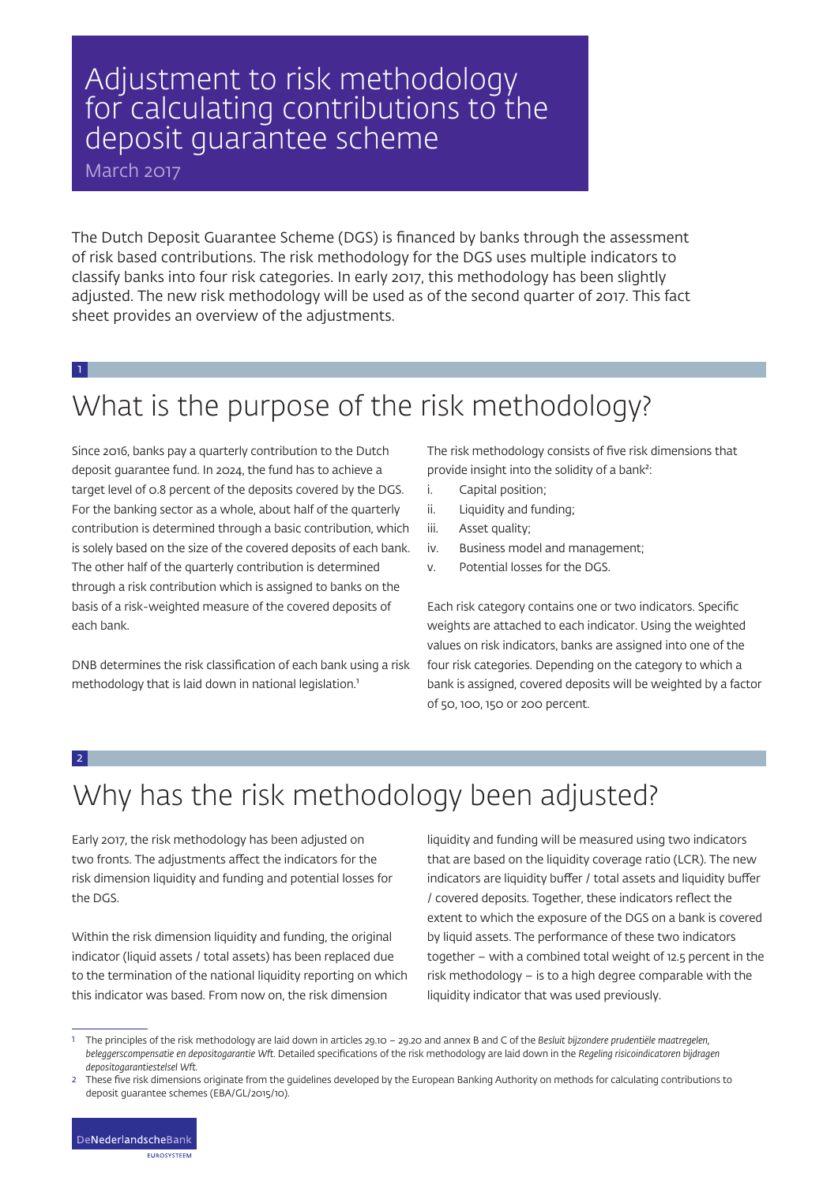# Adjustment to risk methodology for calculating contributions to the deposit guarantee scheme

March 2017

The Dutch Deposit Guarantee Scheme (DGS) is financed by banks through the assessment of risk based contributions. The risk methodology for the DGS uses multiple indicators to classify banks into four risk categories. In early 2017, this methodology has been slightly adjusted. The new risk methodology will be used as of the second quarter of 2017. This fact sheet provides an overview of the adjustments.

## 1 What is the purpose of the risk methodology?

Since 2016, banks pay a quarterly contribution to the Dutch deposit guarantee fund. In 2024, the fund has to achieve a target level of 0.8 percent of the deposits covered by the DGS. For the banking sector as a whole, about half of the quarterly contribution is determined through a basic contribution, which is solely based on the size of the covered deposits of each bank. The other half of the quarterly contribution is determined through a risk contribution which is assigned to banks on the basis of a risk-weighted measure of the covered deposits of each bank.

DNB determines the risk classification of each bank using a risk methodology that is laid down in national legislation.[1]

The risk methodology consists of five risk dimensions that provide insight into the solidity of a bank[2]:

i. Capital position;
ii. Liquidity and funding;
iii. Asset quality;
iv. Business model and management;
v. Potential losses for the DGS.

Each risk category contains one or two indicators. Specific weights are attached to each indicator. Using the weighted values on risk indicators, banks are assigned into one of the four risk categories. Depending on the category to which a bank is assigned, covered deposits will be weighted by a factor of 50, 100, 150 or 200 percent.

## 2 Why has the risk methodology been adjusted?

Early 2017, the risk methodology has been adjusted on two fronts. The adjustments affect the indicators for the risk dimension liquidity and funding and potential losses for the DGS.

Within the risk dimension liquidity and funding, the original indicator (liquid assets / total assets) has been replaced due to the termination of the national liquidity reporting on which this indicator was based. From now on, the risk dimension liquidity and funding will be measured using two indicators that are based on the liquidity coverage ratio (LCR). The new indicators are liquidity buffer / total assets and liquidity buffer / covered deposits. Together, these indicators reflect the extent to which the exposure of the DGS on a bank is covered by liquid assets. The performance of these two indicators together – with a combined total weight of 12.5 percent in the risk methodology – is to a high degree comparable with the liquidity indicator that was used previously.

---

[1] The principles of the risk methodology are laid down in articles 29.10 – 29.20 and annex B and C of the *Besluit bijzondere prudentiële maatregelen, beleggerscompensatie en depositogarantie Wft*. Detailed specifications of the risk methodology are laid down in the *Regeling risicoindicatoren bijdragen depositogarantiestelsel Wft*.

[2] These five risk dimensions originate from the guidelines developed by the European Banking Authority on methods for calculating contributions to deposit guarantee schemes (EBA/GL/2015/10).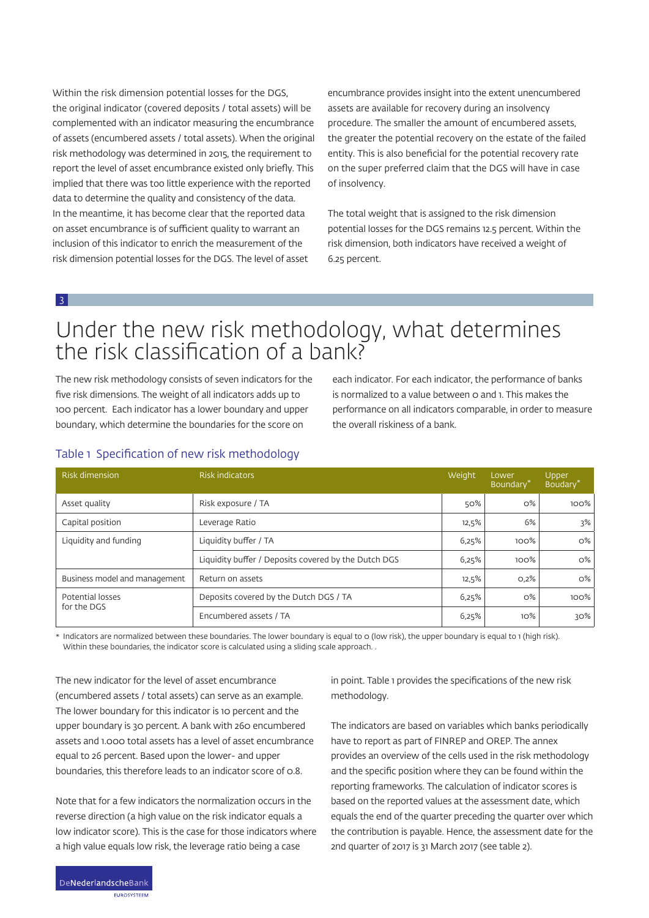Within the risk dimension potential losses for the DGS, the original indicator (covered deposits / total assets) will be complemented with an indicator measuring the encumbrance of assets (encumbered assets / total assets). When the original risk methodology was determined in 2015, the requirement to report the level of asset encumbrance existed only briefly. This implied that there was too little experience with the reported data to determine the quality and consistency of the data. In the meantime, it has become clear that the reported data on asset encumbrance is of sufficient quality to warrant an inclusion of this indicator to enrich the measurement of the risk dimension potential losses for the DGS. The level of asset encumbrance provides insight into the extent unencumbered assets are available for recovery during an insolvency procedure. The smaller the amount of encumbered assets, the greater the potential recovery on the estate of the failed entity. This is also beneficial for the potential recovery rate on the super preferred claim that the DGS will have in case of insolvency.

The total weight that is assigned to the risk dimension potential losses for the DGS remains 12.5 percent. Within the risk dimension, both indicators have received a weight of 6.25 percent.

## 3 Under the new risk methodology, what determines the risk classification of a bank?

The new risk methodology consists of seven indicators for the five risk dimensions. The weight of all indicators adds up to 100 percent. Each indicator has a lower boundary and upper boundary, which determine the boundaries for the score on each indicator. For each indicator, the performance of banks is normalized to a value between 0 and 1. This makes the performance on all indicators comparable, in order to measure the overall riskiness of a bank.

### Table 1 Specification of new risk methodology

| Risk dimension | Risk indicators | Weight | Lower Boundary* | Upper Boudary* |
|---|---|---|---|---|
| Asset quality | Risk exposure / TA | 50% | 0% | 100% |
| Capital position | Leverage Ratio | 12,5% | 6% | 3% |
| Liquidity and funding | Liquidity buffer / TA | 6,25% | 100% | 0% |
| | Liquidity buffer / Deposits covered by the Dutch DGS | 6,25% | 100% | 0% |
| Business model and management | Return on assets | 12,5% | 0,2% | 0% |
| Potential losses for the DGS | Deposits covered by the Dutch DGS / TA | 6,25% | 0% | 100% |
| | Encumbered assets / TA | 6,25% | 10% | 30% |

* Indicators are normalized between these boundaries. The lower boundary is equal to 0 (low risk), the upper boundary is equal to 1 (high risk). Within these boundaries, the indicator score is calculated using a sliding scale approach. .

The new indicator for the level of asset encumbrance (encumbered assets / total assets) can serve as an example. The lower boundary for this indicator is 10 percent and the upper boundary is 30 percent. A bank with 260 encumbered assets and 1.000 total assets has a level of asset encumbrance equal to 26 percent. Based upon the lower- and upper boundaries, this therefore leads to an indicator score of 0.8.

Note that for a few indicators the normalization occurs in the reverse direction (a high value on the risk indicator equals a low indicator score). This is the case for those indicators where a high value equals low risk, the leverage ratio being a case in point. Table 1 provides the specifications of the new risk methodology.

The indicators are based on variables which banks periodically have to report as part of FINREP and OREP. The annex provides an overview of the cells used in the risk methodology and the specific position where they can be found within the reporting frameworks. The calculation of indicator scores is based on the reported values at the assessment date, which equals the end of the quarter preceding the quarter over which the contribution is payable. Hence, the assessment date for the 2nd quarter of 2017 is 31 March 2017 (see table 2).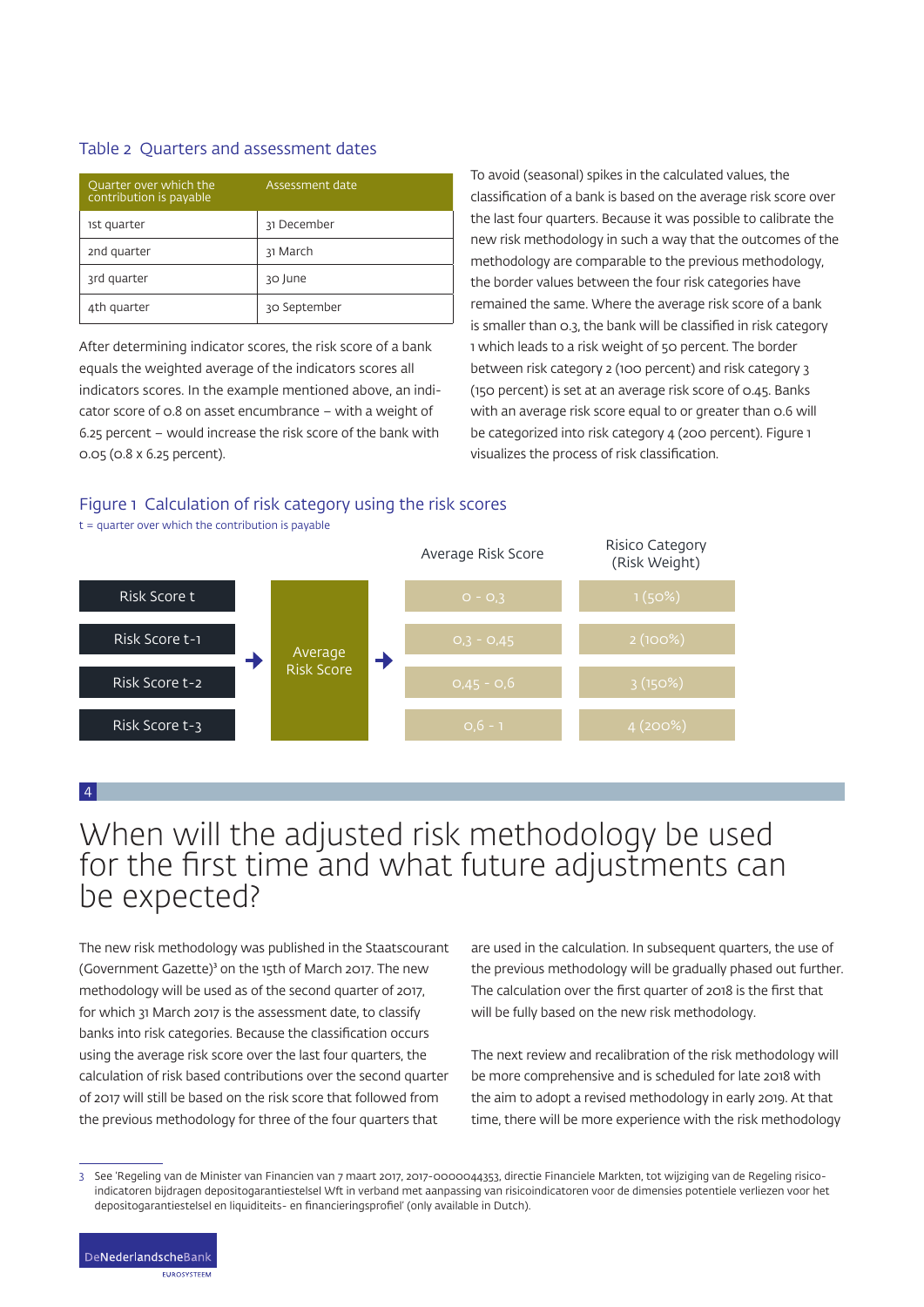### Table 2 Quarters and assessment dates

| Quarter over which the contribution is payable | Assessment date |
| --- | --- |
| 1st quarter | 31 December |
| 2nd quarter | 31 March |
| 3rd quarter | 30 June |
| 4th quarter | 30 September |

After determining indicator scores, the risk score of a bank equals the weighted average of the indicators scores all indicators scores. In the example mentioned above, an indicator score of 0.8 on asset encumbrance – with a weight of 6.25 percent – would increase the risk score of the bank with 0.05 (0.8 x 6.25 percent).

To avoid (seasonal) spikes in the calculated values, the classification of a bank is based on the average risk score over the last four quarters. Because it was possible to calibrate the new risk methodology in such a way that the outcomes of the methodology are comparable to the previous methodology, the border values between the four risk categories have remained the same. Where the average risk score of a bank is smaller than 0.3, the bank will be classified in risk category 1 which leads to a risk weight of 50 percent. The border between risk category 2 (100 percent) and risk category 3 (150 percent) is set at an average risk score of 0.45. Banks with an average risk score equal to or greater than 0.6 will be categorized into risk category 4 (200 percent). Figure 1 visualizes the process of risk classification.

### Figure 1 Calculation of risk category using the risk scores

t = quarter over which the contribution is payable

| Risk Scores | | Average Risk Score | | Average Risk Score | Risico Category (Risk Weight) |
| --- | --- | --- | --- | --- | --- |
| Risk Score t | → | Average Risk Score | → | 0 - 0,3 | 1 (50%) |
| Risk Score t-1 | | | | 0,3 - 0,45 | 2 (100%) |
| Risk Score t-2 | | | | 0,45 - 0,6 | 3 (150%) |
| Risk Score t-3 | | | | 0,6 - 1 | 4 (200%) |

## 4 When will the adjusted risk methodology be used for the first time and what future adjustments can be expected?

The new risk methodology was published in the Staatscourant (Government Gazette)[3] on the 15th of March 2017. The new methodology will be used as of the second quarter of 2017, for which 31 March 2017 is the assessment date, to classify banks into risk categories. Because the classification occurs using the average risk score over the last four quarters, the calculation of risk based contributions over the second quarter of 2017 will still be based on the risk score that followed from the previous methodology for three of the four quarters that are used in the calculation. In subsequent quarters, the use of the previous methodology will be gradually phased out further. The calculation over the first quarter of 2018 is the first that will be fully based on the new risk methodology.

The next review and recalibration of the risk methodology will be more comprehensive and is scheduled for late 2018 with the aim to adopt a revised methodology in early 2019. At that time, there will be more experience with the risk methodology

---

3 See 'Regeling van de Minister van Financien van 7 maart 2017, 2017-0000044353, directie Financiele Markten, tot wijziging van de Regeling risico-indicatoren bijdragen depositogarantiestelsel Wft in verband met aanpassing van risicoindicatoren voor de dimensies potentiele verliezen voor het depositogarantiestelsel en liquiditeits- en financieringsprofiel' (only available in Dutch).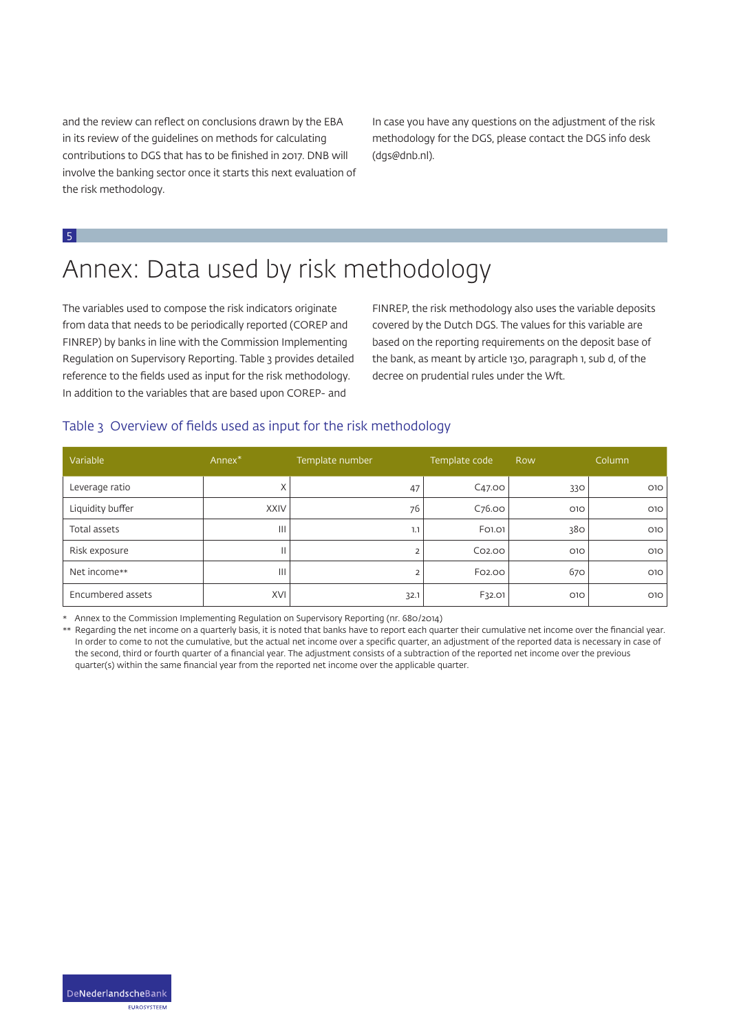and the review can reflect on conclusions drawn by the EBA in its review of the guidelines on methods for calculating contributions to DGS that has to be finished in 2017. DNB will involve the banking sector once it starts this next evaluation of the risk methodology.

In case you have any questions on the adjustment of the risk methodology for the DGS, please contact the DGS info desk (dgs@dnb.nl).

## 5 Annex: Data used by risk methodology

The variables used to compose the risk indicators originate from data that needs to be periodically reported (COREP and FINREP) by banks in line with the Commission Implementing Regulation on Supervisory Reporting. Table 3 provides detailed reference to the fields used as input for the risk methodology. In addition to the variables that are based upon COREP- and FINREP, the risk methodology also uses the variable deposits covered by the Dutch DGS. The values for this variable are based on the reporting requirements on the deposit base of the bank, as meant by article 130, paragraph 1, sub d, of the decree on prudential rules under the Wft.

### Table 3 Overview of fields used as input for the risk methodology

| Variable | Annex* | Template number | Template code | Row | Column |
|---|---|---|---|---|---|
| Leverage ratio | X | 47 | C47.00 | 330 | 010 |
| Liquidity buffer | XXIV | 76 | C76.00 | 010 | 010 |
| Total assets | III | 1.1 | F01.01 | 380 | 010 |
| Risk exposure | II | 2 | C02.00 | 010 | 010 |
| Net income** | III | 2 | F02.00 | 670 | 010 |
| Encumbered assets | XVI | 32.1 | F32.01 | 010 | 010 |

\* Annex to the Commission Implementing Regulation on Supervisory Reporting (nr. 680/2014)

** Regarding the net income on a quarterly basis, it is noted that banks have to report each quarter their cumulative net income over the financial year. In order to come to not the cumulative, but the actual net income over a specific quarter, an adjustment of the reported data is necessary in case of the second, third or fourth quarter of a financial year. The adjustment consists of a subtraction of the reported net income over the previous quarter(s) within the same financial year from the reported net income over the applicable quarter.